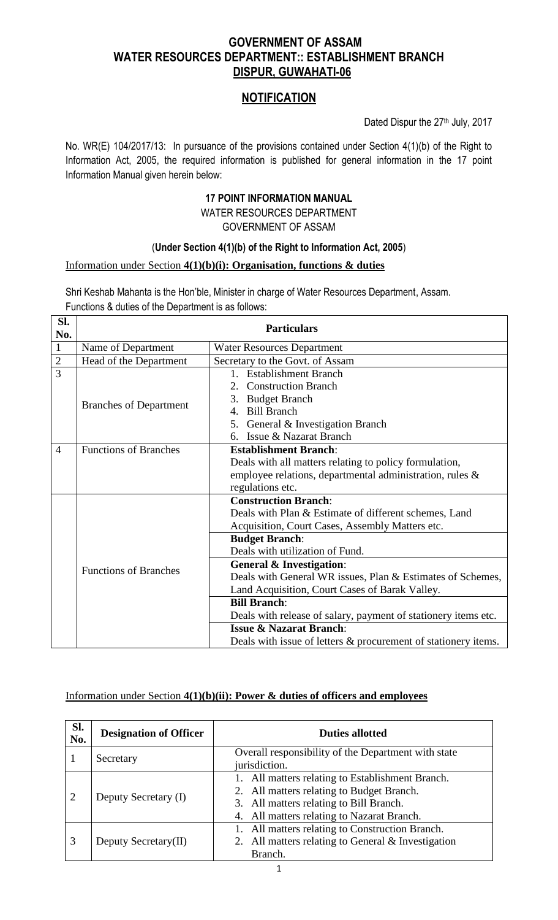## GOVERNMENT OF ASSAM
## WATER RESOURCES DEPARTMENT:: ESTABLISHMENT BRANCH
## DISPUR, GUWAHATI-06

## NOTIFICATION

Dated Dispur the 27th July, 2017

No. WR(E) 104/2017/13: In pursuance of the provisions contained under Section 4(1)(b) of the Right to Information Act, 2005, the required information is published for general information in the 17 point Information Manual given herein below:

### 17 POINT INFORMATION MANUAL

WATER RESOURCES DEPARTMENT
GOVERNMENT OF ASSAM

(**Under Section 4(1)(b) of the Right to Information Act, 2005**)

Information under Section **4(1)(b)(i): Organisation, functions & duties**

Shri Keshab Mahanta is the Hon'ble, Minister in charge of Water Resources Department, Assam.
Functions & duties of the Department is as follows:

| Sl. No. | Particulars | |
|---|---|---|
| 1 | Name of Department | Water Resources Department |
| 2 | Head of the Department | Secretary to the Govt. of Assam |
| 3 | Branches of Department | 1. Establishment Branch<br>2. Construction Branch<br>3. Budget Branch<br>4. Bill Branch<br>5. General & Investigation Branch<br>6. Issue & Nazarat Branch |
| 4 | Functions of Branches | **Establishment Branch**:<br>Deals with all matters relating to policy formulation, employee relations, departmental administration, rules & regulations etc. |
| | Functions of Branches | **Construction Branch**:<br>Deals with Plan & Estimate of different schemes, Land Acquisition, Court Cases, Assembly Matters etc.<br>**Budget Branch**:<br>Deals with utilization of Fund.<br>**General & Investigation**:<br>Deals with General WR issues, Plan & Estimates of Schemes, Land Acquisition, Court Cases of Barak Valley.<br>**Bill Branch**:<br>Deals with release of salary, payment of stationery items etc.<br>**Issue & Nazarat Branch**:<br>Deals with issue of letters & procurement of stationery items. |

Information under Section **4(1)(b)(ii): Power & duties of officers and employees**

| Sl. No. | Designation of Officer | Duties allotted |
|---|---|---|
| 1 | Secretary | Overall responsibility of the Department with state jurisdiction. |
| 2 | Deputy Secretary (I) | 1. All matters relating to Establishment Branch.<br>2. All matters relating to Budget Branch.<br>3. All matters relating to Bill Branch.<br>4. All matters relating to Nazarat Branch. |
| 3 | Deputy Secretary(II) | 1. All matters relating to Construction Branch.<br>2. All matters relating to General & Investigation Branch. |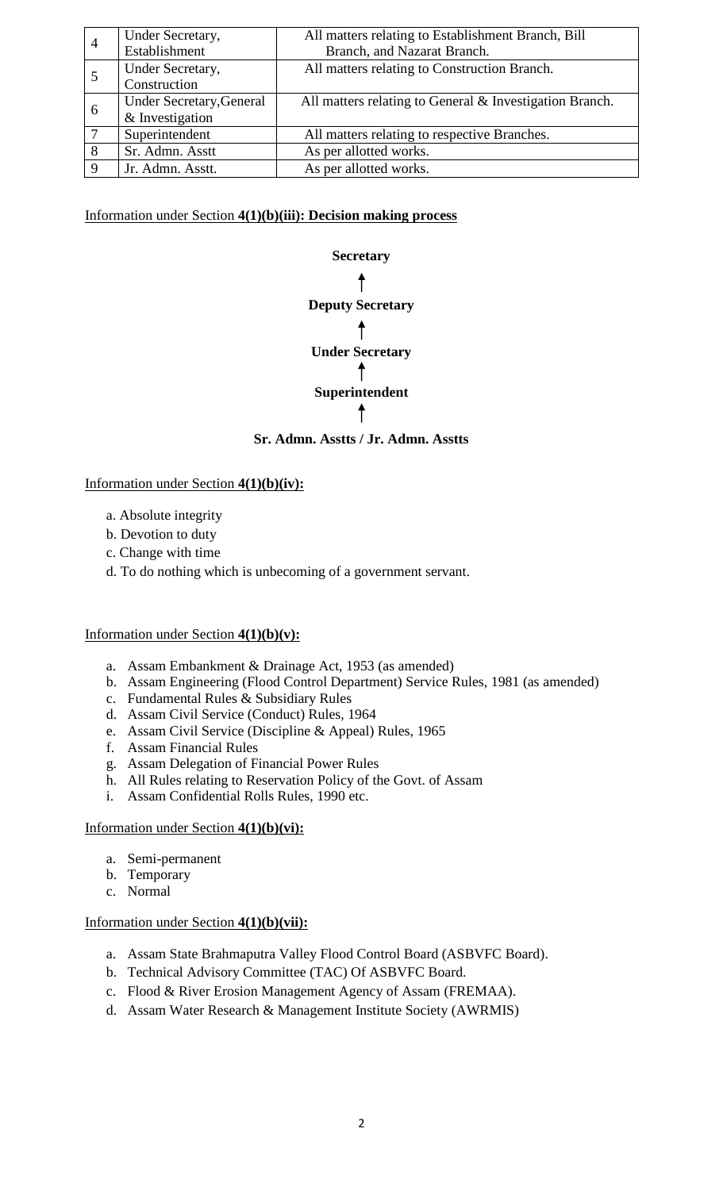| 4 | Under Secretary, Establishment | All matters relating to Establishment Branch, Bill Branch, and Nazarat Branch. |
|---|---|---|
| 5 | Under Secretary, Construction | All matters relating to Construction Branch. |
| 6 | Under Secretary, General & Investigation | All matters relating to General & Investigation Branch. |
| 7 | Superintendent | All matters relating to respective Branches. |
| 8 | Sr. Admn. Asstt | As per allotted works. |
| 9 | Jr. Admn. Asstt. | As per allotted works. |

Information under Section **4(1)(b)(iii): Decision making process**

**Secretary**

↑

**Deputy Secretary**

↑

**Under Secretary**

↑

**Superintendent**

↑

**Sr. Admn. Asstts / Jr. Admn. Asstts**

Information under Section **4(1)(b)(iv):**

a. Absolute integrity
b. Devotion to duty
c. Change with time
d. To do nothing which is unbecoming of a government servant.

Information under Section **4(1)(b)(v):**

a. Assam Embankment & Drainage Act, 1953 (as amended)
b. Assam Engineering (Flood Control Department) Service Rules, 1981 (as amended)
c. Fundamental Rules & Subsidiary Rules
d. Assam Civil Service (Conduct) Rules, 1964
e. Assam Civil Service (Discipline & Appeal) Rules, 1965
f. Assam Financial Rules
g. Assam Delegation of Financial Power Rules
h. All Rules relating to Reservation Policy of the Govt. of Assam
i. Assam Confidential Rolls Rules, 1990 etc.

Information under Section **4(1)(b)(vi):**

a. Semi-permanent
b. Temporary
c. Normal

Information under Section **4(1)(b)(vii):**

a. Assam State Brahmaputra Valley Flood Control Board (ASBVFC Board).
b. Technical Advisory Committee (TAC) Of ASBVFC Board.
c. Flood & River Erosion Management Agency of Assam (FREMAA).
d. Assam Water Research & Management Institute Society (AWRMIS)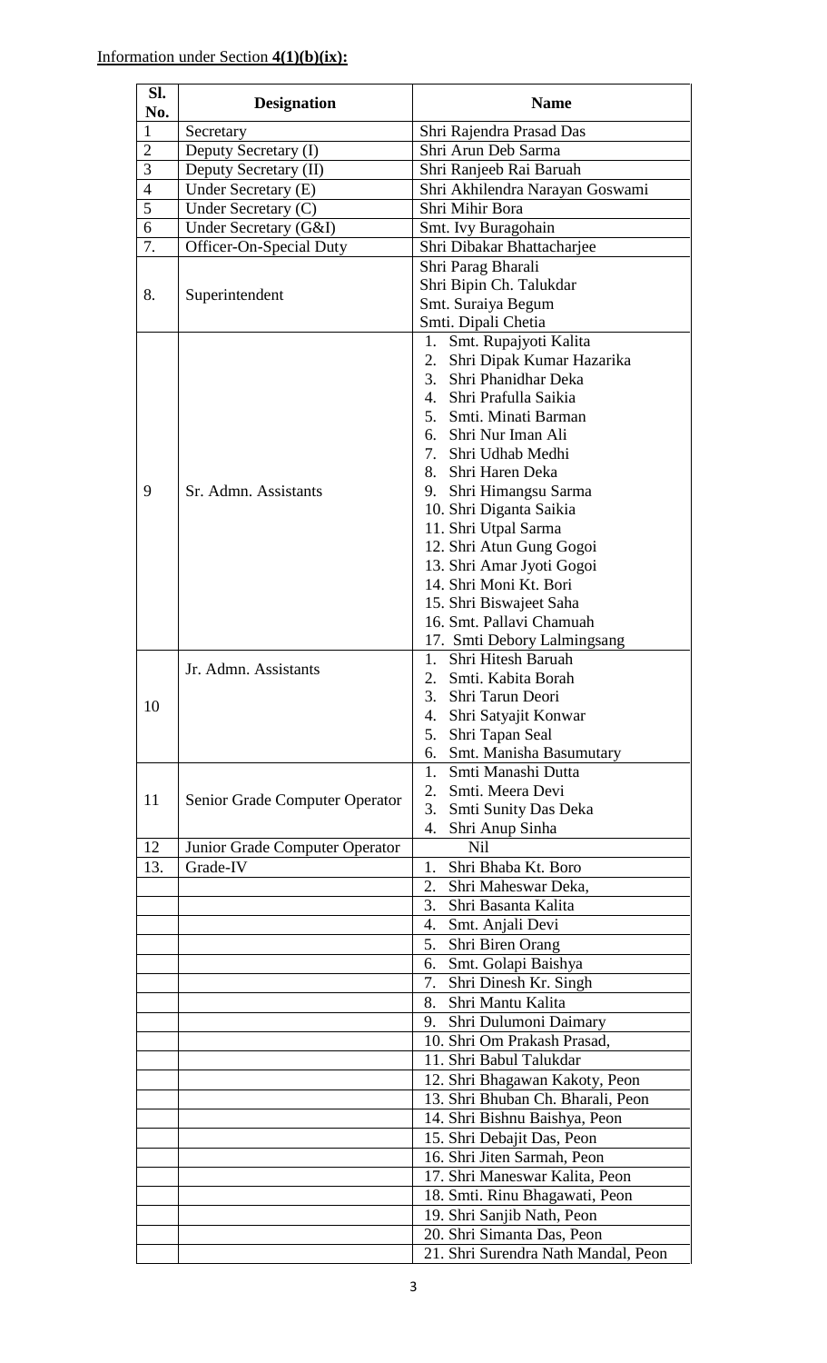Information under Section **4(1)(b)(ix):**

| Sl. No. | Designation | Name |
|---|---|---|
| 1 | Secretary | Shri Rajendra Prasad Das |
| 2 | Deputy Secretary (I) | Shri Arun Deb Sarma |
| 3 | Deputy Secretary (II) | Shri Ranjeeb Rai Baruah |
| 4 | Under Secretary (E) | Shri Akhilendra Narayan Goswami |
| 5 | Under Secretary (C) | Shri Mihir Bora |
| 6 | Under Secretary (G&I) | Smt. Ivy Buragohain |
| 7. | Officer-On-Special Duty | Shri Dibakar Bhattacharjee |
| 8. | Superintendent | Shri Parag Bharali<br>Shri Bipin Ch. Talukdar<br>Smt. Suraiya Begum<br>Smti. Dipali Chetia |
| 9 | Sr. Admn. Assistants | 1. Smt. Rupajyoti Kalita<br>2. Shri Dipak Kumar Hazarika<br>3. Shri Phanidhar Deka<br>4. Shri Prafulla Saikia<br>5. Smti. Minati Barman<br>6. Shri Nur Iman Ali<br>7. Shri Udhab Medhi<br>8. Shri Haren Deka<br>9. Shri Himangsu Sarma<br>10. Shri Diganta Saikia<br>11. Shri Utpal Sarma<br>12. Shri Atun Gung Gogoi<br>13. Shri Amar Jyoti Gogoi<br>14. Shri Moni Kt. Bori<br>15. Shri Biswajeet Saha<br>16. Smt. Pallavi Chamuah<br>17. Smti Debory Lalmingsang |
| 10 | Jr. Admn. Assistants | 1. Shri Hitesh Baruah<br>2. Smti. Kabita Borah<br>3. Shri Tarun Deori<br>4. Shri Satyajit Konwar<br>5. Shri Tapan Seal<br>6. Smt. Manisha Basumutary |
| 11 | Senior Grade Computer Operator | 1. Smti Manashi Dutta<br>2. Smti. Meera Devi<br>3. Smti Sunity Das Deka<br>4. Shri Anup Sinha |
| 12 | Junior Grade Computer Operator | Nil |
| 13. | Grade-IV | 1. Shri Bhaba Kt. Boro |
| | | 2. Shri Maheswar Deka, |
| | | 3. Shri Basanta Kalita |
| | | 4. Smt. Anjali Devi |
| | | 5. Shri Biren Orang |
| | | 6. Smt. Golapi Baishya |
| | | 7. Shri Dinesh Kr. Singh |
| | | 8. Shri Mantu Kalita |
| | | 9. Shri Dulumoni Daimary |
| | | 10. Shri Om Prakash Prasad, |
| | | 11. Shri Babul Talukdar |
| | | 12. Shri Bhagawan Kakoty, Peon |
| | | 13. Shri Bhuban Ch. Bharali, Peon |
| | | 14. Shri Bishnu Baishya, Peon |
| | | 15. Shri Debajit Das, Peon |
| | | 16. Shri Jiten Sarmah, Peon |
| | | 17. Shri Maneswar Kalita, Peon |
| | | 18. Smti. Rinu Bhagawati, Peon |
| | | 19. Shri Sanjib Nath, Peon |
| | | 20. Shri Simanta Das, Peon |
| | | 21. Shri Surendra Nath Mandal, Peon |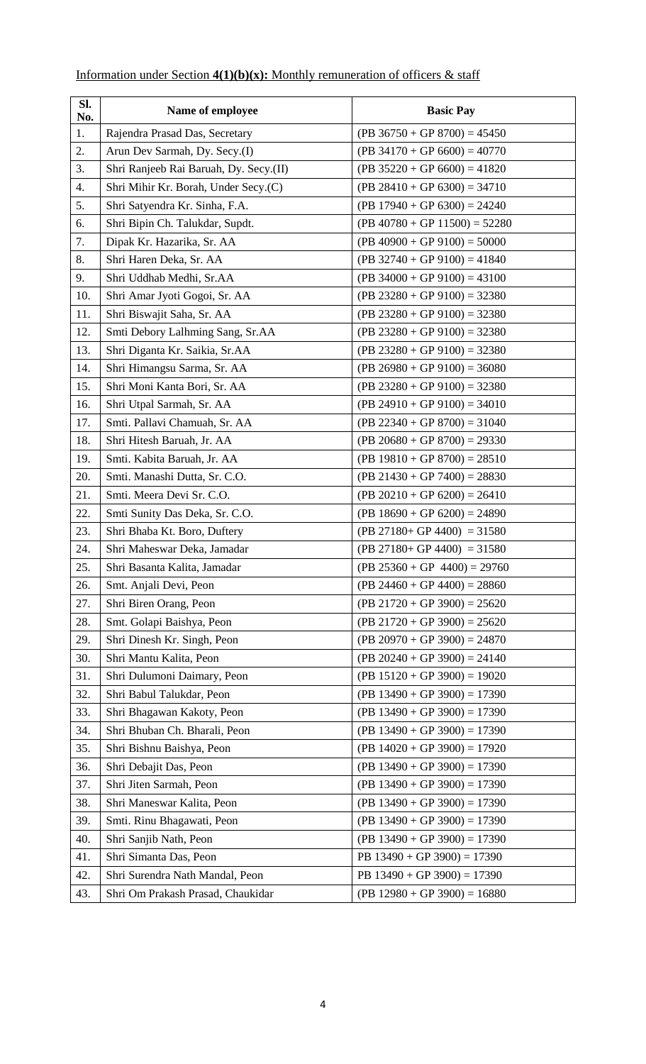Information under Section **4(1)(b)(x):** Monthly remuneration of officers & staff

| Sl. No. | Name of employee | Basic Pay |
|---|---|---|
| 1. | Rajendra Prasad Das, Secretary | (PB 36750 + GP 8700) = 45450 |
| 2. | Arun Dev Sarmah, Dy. Secy.(I) | (PB 34170 + GP 6600) = 40770 |
| 3. | Shri Ranjeeb Rai Baruah, Dy. Secy.(II) | (PB 35220 + GP 6600) = 41820 |
| 4. | Shri Mihir Kr. Borah, Under Secy.(C) | (PB 28410 + GP 6300) = 34710 |
| 5. | Shri Satyendra Kr. Sinha, F.A. | (PB 17940 + GP 6300) = 24240 |
| 6. | Shri Bipin Ch. Talukdar, Supdt. | (PB 40780 + GP 11500) = 52280 |
| 7. | Dipak Kr. Hazarika, Sr. AA | (PB 40900 + GP 9100) = 50000 |
| 8. | Shri Haren Deka, Sr. AA | (PB 32740 + GP 9100) = 41840 |
| 9. | Shri Uddhab Medhi, Sr.AA | (PB 34000 + GP 9100) = 43100 |
| 10. | Shri Amar Jyoti Gogoi, Sr. AA | (PB 23280 + GP 9100) = 32380 |
| 11. | Shri Biswajit Saha, Sr. AA | (PB 23280 + GP 9100) = 32380 |
| 12. | Smti Debory Lalhming Sang, Sr.AA | (PB 23280 + GP 9100) = 32380 |
| 13. | Shri Diganta Kr. Saikia, Sr.AA | (PB 23280 + GP 9100) = 32380 |
| 14. | Shri Himangsu Sarma, Sr. AA | (PB 26980 + GP 9100) = 36080 |
| 15. | Shri Moni Kanta Bori, Sr. AA | (PB 23280 + GP 9100) = 32380 |
| 16. | Shri Utpal Sarmah, Sr. AA | (PB 24910 + GP 9100) = 34010 |
| 17. | Smti. Pallavi Chamuah, Sr. AA | (PB 22340 + GP 8700) = 31040 |
| 18. | Shri Hitesh Baruah, Jr. AA | (PB 20680 + GP 8700) = 29330 |
| 19. | Smti. Kabita Baruah, Jr. AA | (PB 19810 + GP 8700) = 28510 |
| 20. | Smti. Manashi Dutta, Sr. C.O. | (PB 21430 + GP 7400) = 28830 |
| 21. | Smti. Meera Devi Sr. C.O. | (PB 20210 + GP 6200) = 26410 |
| 22. | Smti Sunity Das Deka, Sr. C.O. | (PB 18690 + GP 6200) = 24890 |
| 23. | Shri Bhaba Kt. Boro, Duftery | (PB 27180+ GP 4400) = 31580 |
| 24. | Shri Maheswar Deka, Jamadar | (PB 27180+ GP 4400) = 31580 |
| 25. | Shri Basanta Kalita, Jamadar | (PB 25360 + GP 4400) = 29760 |
| 26. | Smt. Anjali Devi, Peon | (PB 24460 + GP 4400) = 28860 |
| 27. | Shri Biren Orang, Peon | (PB 21720 + GP 3900) = 25620 |
| 28. | Smt. Golapi Baishya, Peon | (PB 21720 + GP 3900) = 25620 |
| 29. | Shri Dinesh Kr. Singh, Peon | (PB 20970 + GP 3900) = 24870 |
| 30. | Shri Mantu Kalita, Peon | (PB 20240 + GP 3900) = 24140 |
| 31. | Shri Dulumoni Daimary, Peon | (PB 15120 + GP 3900) = 19020 |
| 32. | Shri Babul Talukdar, Peon | (PB 13490 + GP 3900) = 17390 |
| 33. | Shri Bhagawan Kakoty, Peon | (PB 13490 + GP 3900) = 17390 |
| 34. | Shri Bhuban Ch. Bharali, Peon | (PB 13490 + GP 3900) = 17390 |
| 35. | Shri Bishnu Baishya, Peon | (PB 14020 + GP 3900) = 17920 |
| 36. | Shri Debajit Das, Peon | (PB 13490 + GP 3900) = 17390 |
| 37. | Shri Jiten Sarmah, Peon | (PB 13490 + GP 3900) = 17390 |
| 38. | Shri Maneswar Kalita, Peon | (PB 13490 + GP 3900) = 17390 |
| 39. | Smti. Rinu Bhagawati, Peon | (PB 13490 + GP 3900) = 17390 |
| 40. | Shri Sanjib Nath, Peon | (PB 13490 + GP 3900) = 17390 |
| 41. | Shri Simanta Das, Peon | PB 13490 + GP 3900) = 17390 |
| 42. | Shri Surendra Nath Mandal, Peon | PB 13490 + GP 3900) = 17390 |
| 43. | Shri Om Prakash Prasad, Chaukidar | (PB 12980 + GP 3900) = 16880 |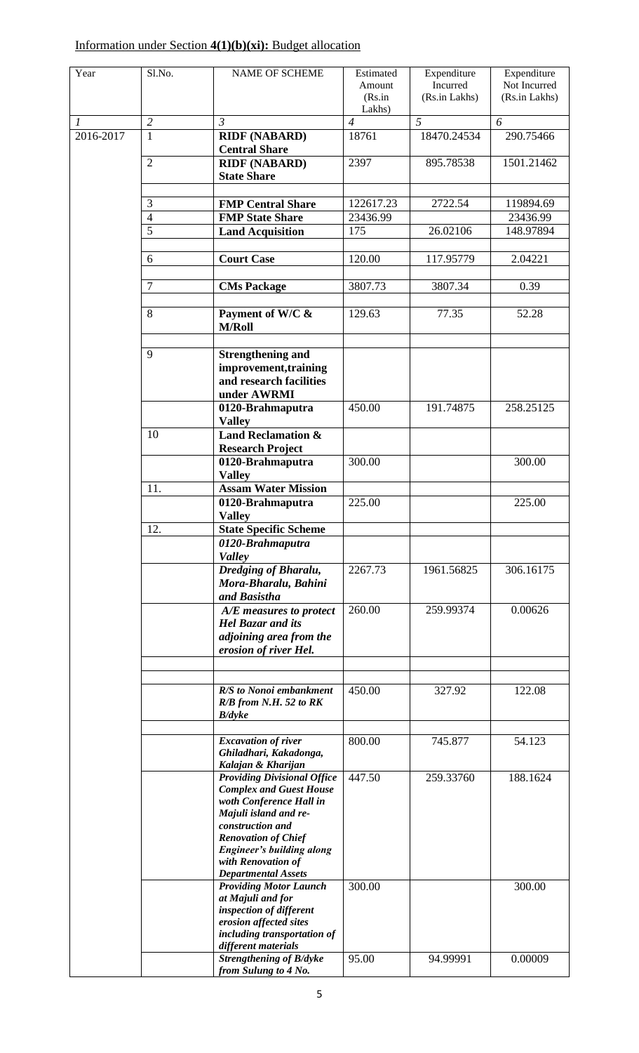Information under Section **4(1)(b)(xi):** Budget allocation

| Year | Sl.No. | NAME OF SCHEME | Estimated Amount (Rs.in Lakhs) | Expenditure Incurred (Rs.in Lakhs) | Expenditure Not Incurred (Rs.in Lakhs) |
|---|---|---|---|---|---|
| *1* | *2* | *3* | *4* | *5* | *6* |
| 2016-2017 | 1 | **RIDF (NABARD) Central Share** | 18761 | 18470.24534 | 290.75466 |
| | 2 | **RIDF (NABARD) State Share** | 2397 | 895.78538 | 1501.21462 |
| | 3 | **FMP Central Share** | 122617.23 | 2722.54 | 119894.69 |
| | 4 | **FMP State Share** | 23436.99 | | 23436.99 |
| | 5 | **Land Acquisition** | 175 | 26.02106 | 148.97894 |
| | 6 | **Court Case** | 120.00 | 117.95779 | 2.04221 |
| | 7 | **CMs Package** | 3807.73 | 3807.34 | 0.39 |
| | 8 | **Payment of W/C & M/Roll** | 129.63 | 77.35 | 52.28 |
| | 9 | **Strengthening and improvement,training and research facilities under AWRMI** | | | |
| | | **0120-Brahmaputra Valley** | 450.00 | 191.74875 | 258.25125 |
| | 10 | **Land Reclamation & Research Project** | | | |
| | | **0120-Brahmaputra Valley** | 300.00 | | 300.00 |
| | 11. | **Assam Water Mission** | | | |
| | | **0120-Brahmaputra Valley** | 225.00 | | 225.00 |
| | 12. | **State Specific Scheme** | | | |
| | | ***0120-Brahmaputra Valley*** | | | |
| | | ***Dredging of Bharalu, Mora-Bharalu, Bahini and Basistha*** | 2267.73 | 1961.56825 | 306.16175 |
| | | ***A/E measures to protect Hel Bazar and its adjoining area from the erosion of river Hel.*** | 260.00 | 259.99374 | 0.00626 |
| | | ***R/S to Nonoi embankment R/B from N.H. 52 to RK B/dyke*** | 450.00 | 327.92 | 122.08 |
| | | ***Excavation of river Ghiladhari, Kakadonga, Kalajan & Kharijan*** | 800.00 | 745.877 | 54.123 |
| | | ***Providing Divisional Office Complex and Guest House woth Conference Hall in Majuli island and re-construction and Renovation of Chief Engineer's building along with Renovation of Departmental Assets*** | 447.50 | 259.33760 | 188.1624 |
| | | ***Providing Motor Launch at Majuli and for inspection of different erosion affected sites including transportation of different materials*** | 300.00 | | 300.00 |
| | | ***Strengthening of B/dyke from Sulung to 4 No.*** | 95.00 | 94.99991 | 0.00009 |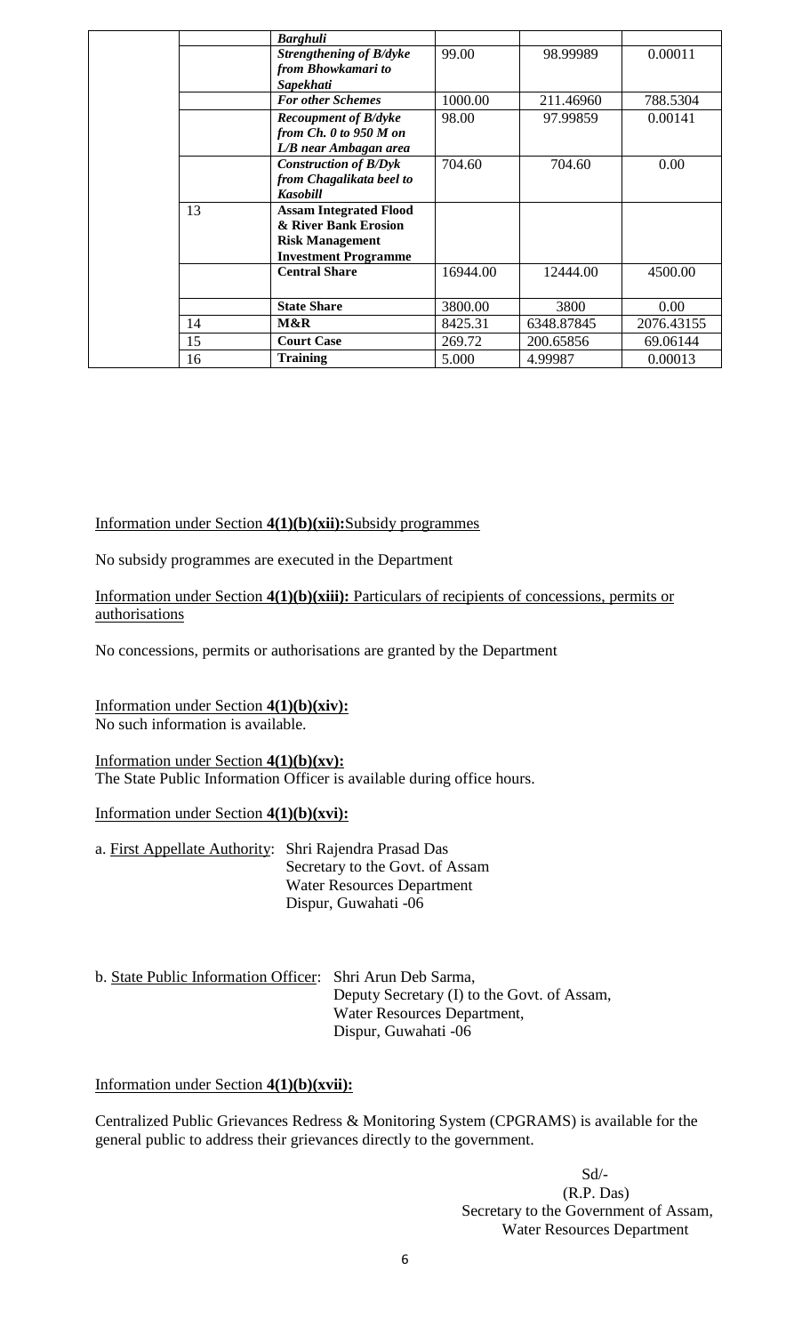| | | | | |
|---|---|---|---|---|
| | ***Barghuli*** | | | |
| | ***Strengthening of B/dyke from Bhowkamari to Sapekhati*** | 99.00 | 98.99989 | 0.00011 |
| | ***For other Schemes*** | 1000.00 | 211.46960 | 788.5304 |
| | ***Recoupment of B/dyke from Ch. 0 to 950 M on L/B near Ambagan area*** | 98.00 | 97.99859 | 0.00141 |
| | ***Construction of B/Dyk from Chagalikata beel to Kasobill*** | 704.60 | 704.60 | 0.00 |
| 13 | **Assam Integrated Flood & River Bank Erosion Risk Management Investment Programme** | | | |
| | **Central Share** | 16944.00 | 12444.00 | 4500.00 |
| | **State Share** | 3800.00 | 3800 | 0.00 |
| 14 | **M&R** | 8425.31 | 6348.87845 | 2076.43155 |
| 15 | **Court Case** | 269.72 | 200.65856 | 69.06144 |
| 16 | **Training** | 5.000 | 4.99987 | 0.00013 |

Information under Section **4(1)(b)(xii):** Subsidy programmes

No subsidy programmes are executed in the Department

Information under Section **4(1)(b)(xiii):** Particulars of recipients of concessions, permits or authorisations

No concessions, permits or authorisations are granted by the Department

Information under Section **4(1)(b)(xiv):**
No such information is available.

Information under Section **4(1)(b)(xv):**
The State Public Information Officer is available during office hours.

Information under Section **4(1)(b)(xvi):**

a. First Appellate Authority: Shri Rajendra Prasad Das
Secretary to the Govt. of Assam
Water Resources Department
Dispur, Guwahati -06

b. State Public Information Officer: Shri Arun Deb Sarma,
Deputy Secretary (I) to the Govt. of Assam,
Water Resources Department,
Dispur, Guwahati -06

Information under Section **4(1)(b)(xvii):**

Centralized Public Grievances Redress & Monitoring System (CPGRAMS) is available for the general public to address their grievances directly to the government.

Sd/-
(R.P. Das)
Secretary to the Government of Assam,
Water Resources Department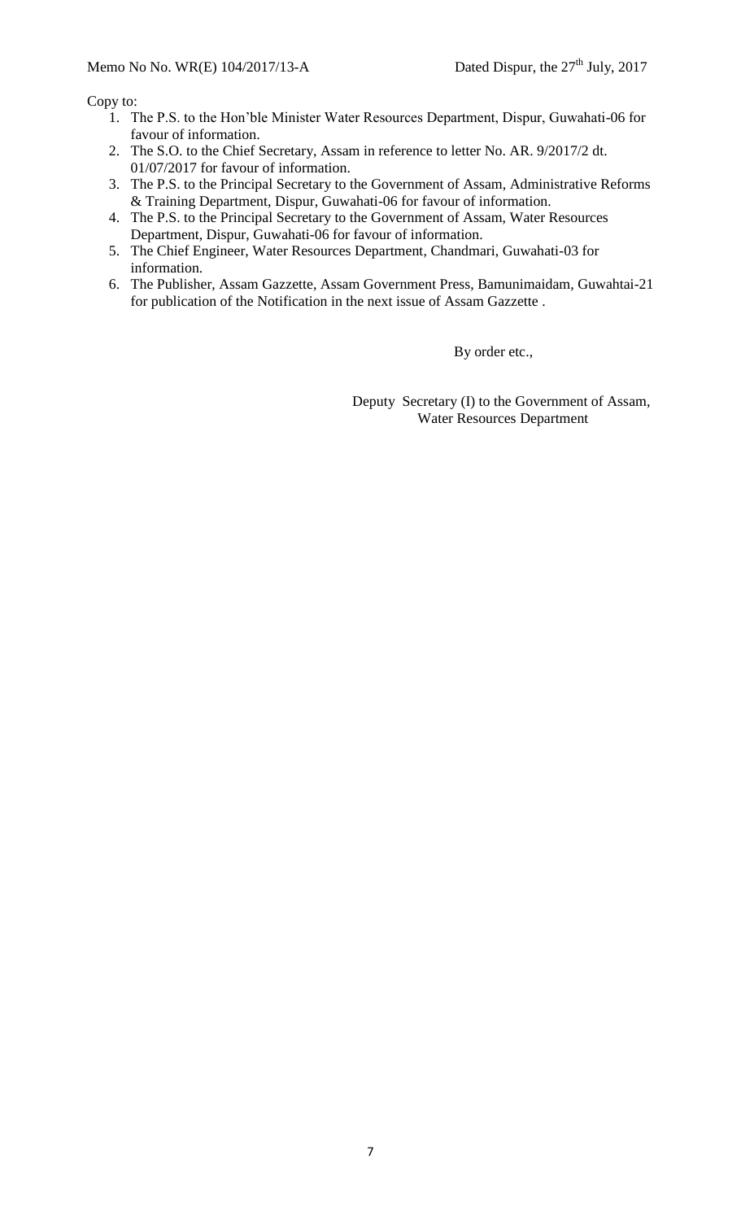Memo No No. WR(E) 104/2017/13-A Dated Dispur, the 27th July, 2017

Copy to:

1. The P.S. to the Hon'ble Minister Water Resources Department, Dispur, Guwahati-06 for favour of information.
2. The S.O. to the Chief Secretary, Assam in reference to letter No. AR. 9/2017/2 dt. 01/07/2017 for favour of information.
3. The P.S. to the Principal Secretary to the Government of Assam, Administrative Reforms & Training Department, Dispur, Guwahati-06 for favour of information.
4. The P.S. to the Principal Secretary to the Government of Assam, Water Resources Department, Dispur, Guwahati-06 for favour of information.
5. The Chief Engineer, Water Resources Department, Chandmari, Guwahati-03 for information.
6. The Publisher, Assam Gazzette, Assam Government Press, Bamunimaidam, Guwahtai-21 for publication of the Notification in the next issue of Assam Gazzette .

By order etc.,

Deputy Secretary (I) to the Government of Assam,
Water Resources Department